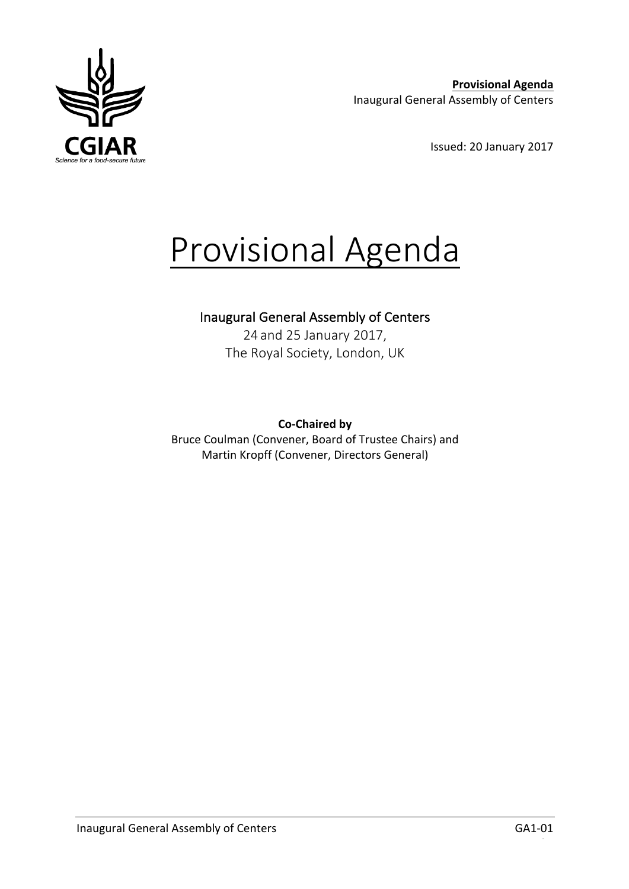**Provisional Agenda**
Inaugural General Assembly of Centers

Issued: 20 January 2017

# Provisional Agenda

## Inaugural General Assembly of Centers

24 and 25 January 2017,
The Royal Society, London, UK

**Co-Chaired by**
Bruce Coulman (Convener, Board of Trustee Chairs) and
Martin Kropff (Convener, Directors General)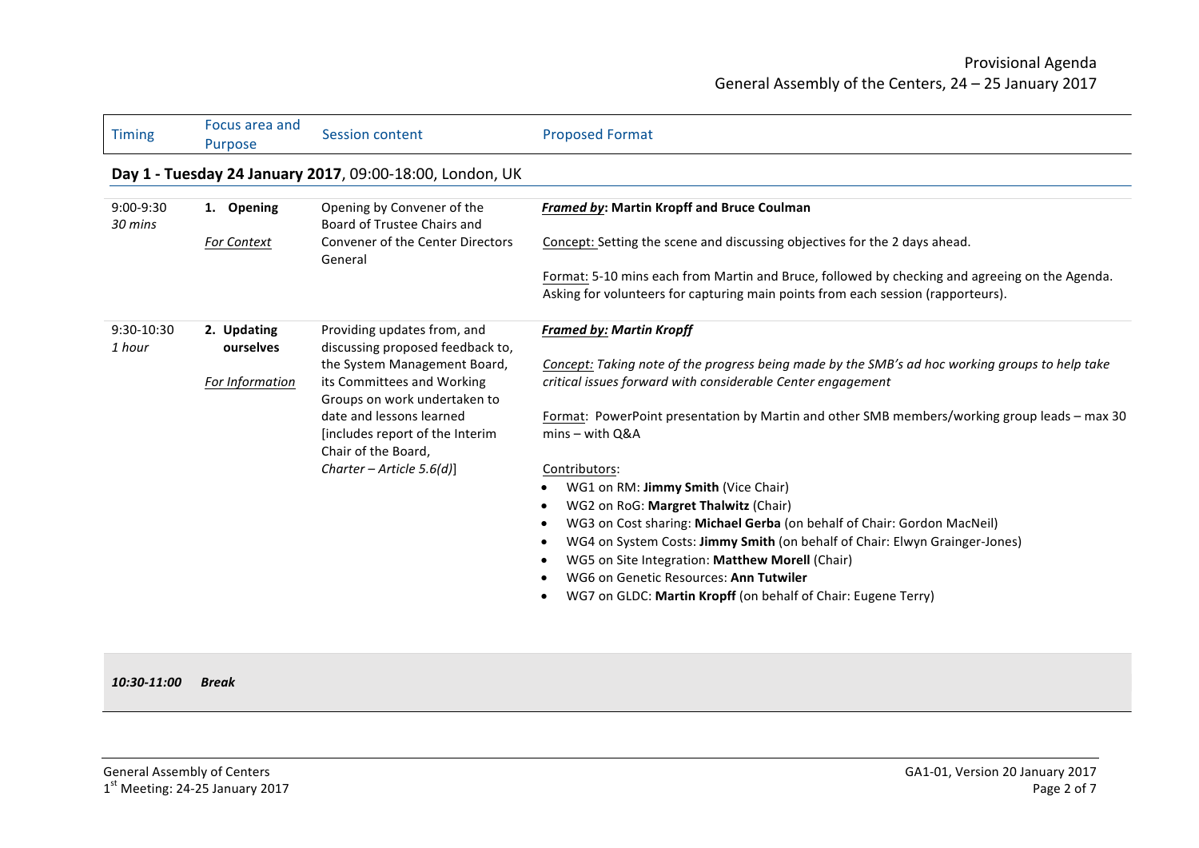| Timing | Focus area and Purpose | Session content | Proposed Format |
|---|---|---|---|
| **Day 1 - Tuesday 24 January 2017**, 09:00-18:00, London, UK | | | |
| 9:00-9:30<br>*30 mins* | **1. Opening**<br><br>*For Context* | Opening by Convener of the Board of Trustee Chairs and Convener of the Center Directors General | ***Framed by*: Martin Kropff and Bruce Coulman**<br><br>Concept: Setting the scene and discussing objectives for the 2 days ahead.<br><br>Format: 5-10 mins each from Martin and Bruce, followed by checking and agreeing on the Agenda. Asking for volunteers for capturing main points from each session (rapporteurs). |
| 9:30-10:30<br>*1 hour* | **2. Updating ourselves**<br><br>*For Information* | Providing updates from, and discussing proposed feedback to, the System Management Board, its Committees and Working Groups on work undertaken to date and lessons learned [includes report of the Interim Chair of the Board, *Charter – Article 5.6(d)*] | ***Framed by: Martin Kropff***<br><br>*Concept: Taking note of the progress being made by the SMB's ad hoc working groups to help take critical issues forward with considerable Center engagement*<br><br>Format: PowerPoint presentation by Martin and other SMB members/working group leads – max 30 mins – with Q&A<br><br>Contributors:<br>• WG1 on RM: **Jimmy Smith** (Vice Chair)<br>• WG2 on RoG: **Margret Thalwitz** (Chair)<br>• WG3 on Cost sharing: **Michael Gerba** (on behalf of Chair: Gordon MacNeil)<br>• WG4 on System Costs: **Jimmy Smith** (on behalf of Chair: Elwyn Grainger-Jones)<br>• WG5 on Site Integration: **Matthew Morell** (Chair)<br>• WG6 on Genetic Resources: **Ann Tutwiler**<br>• WG7 on GLDC: **Martin Kropff** (on behalf of Chair: Eugene Terry) |
| ***10:30-11:00*** | ***Break*** | | |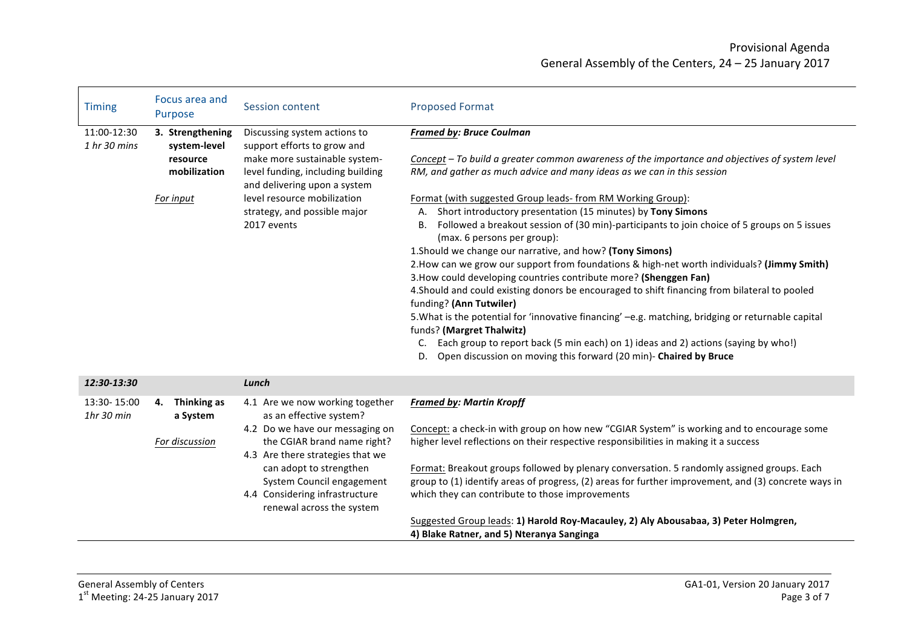| Timing | Focus area and Purpose | Session content | Proposed Format |
|---|---|---|---|
| 11:00-12:30<br>*1 hr 30 mins* | **3. Strengthening system-level resource mobilization**<br><br><u>For input</u> | Discussing system actions to support efforts to grow and make more sustainable system-level funding, including building and delivering upon a system level resource mobilization strategy, and possible major 2017 events | ***<u>Framed by</u>: Bruce Coulman***<br><br>*<u>Concept</u> – To build a greater common awareness of the importance and objectives of system level RM, and gather as much advice and many ideas as we can in this session*<br><br><u>Format (with suggested Group leads- from RM Working Group)</u>:<br>A. Short introductory presentation (15 minutes) by **Tony Simons**<br>B. Followed a breakout session of (30 min)-participants to join choice of 5 groups on 5 issues (max. 6 persons per group):<br>1.Should we change our narrative, and how? **(Tony Simons)**<br>2.How can we grow our support from foundations & high-net worth individuals? **(Jimmy Smith)**<br>3.How could developing countries contribute more? **(Shenggen Fan)**<br>4.Should and could existing donors be encouraged to shift financing from bilateral to pooled funding? **(Ann Tutwiler)**<br>5.What is the potential for 'innovative financing' –e.g. matching, bridging or returnable capital funds? **(Margret Thalwitz)**<br>C. Each group to report back (5 min each) on 1) ideas and 2) actions (saying by who!)<br>D. Open discussion on moving this forward (20 min)- **Chaired by Bruce** |
| ***12:30-13:30*** | | ***Lunch*** | |
| 13:30- 15:00<br>*1hr 30 min* | **4. Thinking as a System**<br><br><u>For discussion</u> | 4.1 Are we now working together as an effective system?<br>4.2 Do we have our messaging on the CGIAR brand name right?<br>4.3 Are there strategies that we can adopt to strengthen System Council engagement<br>4.4 Considering infrastructure renewal across the system | ***<u>Framed by</u>: Martin Kropff***<br><br><u>Concept:</u> a check-in with group on how new "CGIAR System" is working and to encourage some higher level reflections on their respective responsibilities in making it a success<br><br><u>Format:</u> Breakout groups followed by plenary conversation. 5 randomly assigned groups. Each group to (1) identify areas of progress, (2) areas for further improvement, and (3) concrete ways in which they can contribute to those improvements<br><br><u>Suggested Group leads</u>: **1) Harold Roy-Macauley, 2) Aly Abousabaa, 3) Peter Holmgren, 4) Blake Ratner, and 5) Nteranya Sanginga** |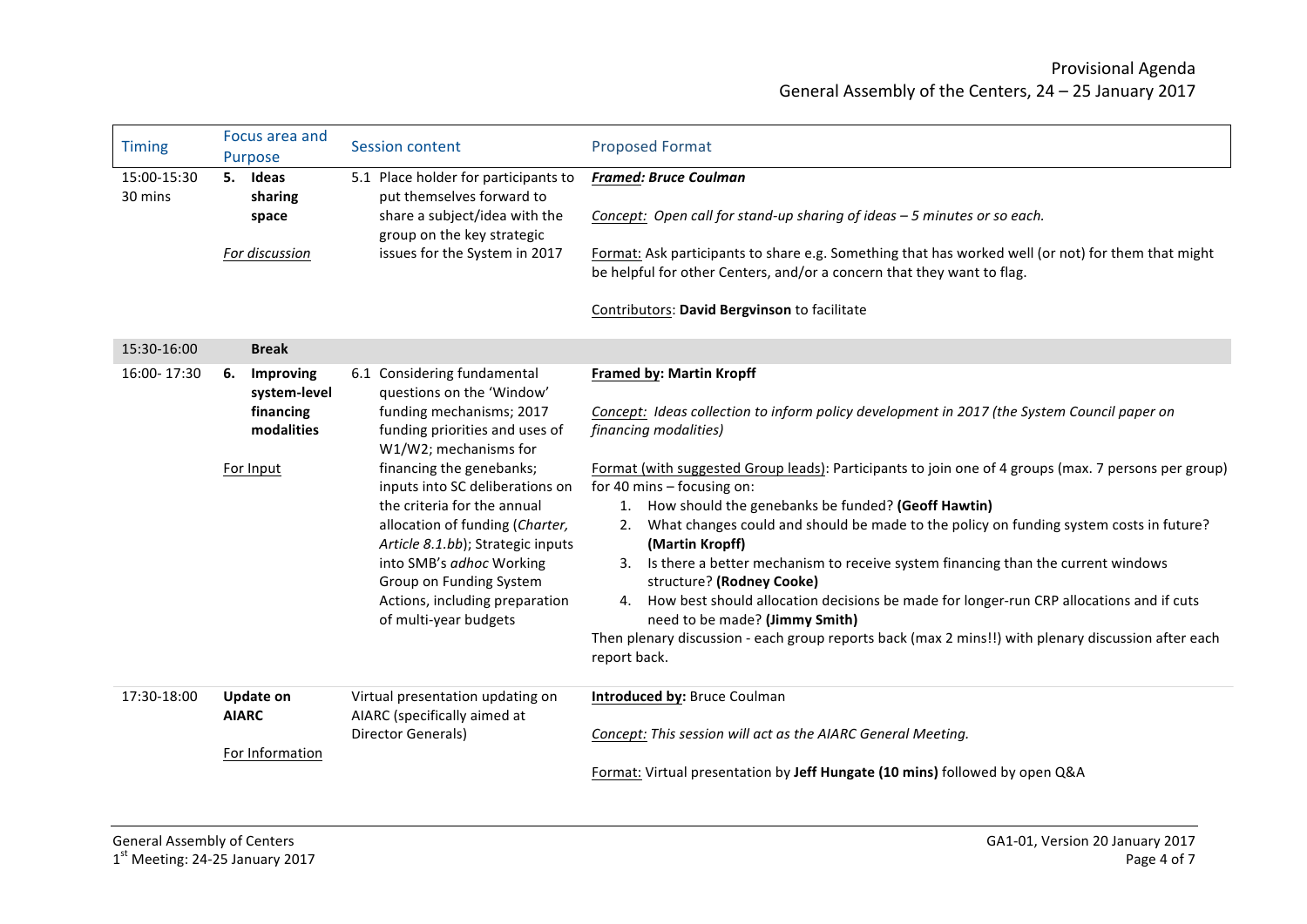| Timing | Focus area and Purpose | Session content | Proposed Format |
|---|---|---|---|
| 15:00-15:30 30 mins | **5. Ideas sharing space** <br><br> For discussion | 5.1 Place holder for participants to put themselves forward to share a subject/idea with the group on the key strategic issues for the System in 2017 | ***Framed: Bruce Coulman*** <br><br> Concept: *Open call for stand-up sharing of ideas – 5 minutes or so each.* <br><br> Format: Ask participants to share e.g. Something that has worked well (or not) for them that might be helpful for other Centers, and/or a concern that they want to flag. <br><br> Contributors: **David Bergvinson** to facilitate |
| 15:30-16:00 | **Break** | | |
| 16:00- 17:30 | **6. Improving system-level financing modalities** <br><br> For Input | 6.1 Considering fundamental questions on the 'Window' funding mechanisms; 2017 funding priorities and uses of W1/W2; mechanisms for financing the genebanks; inputs into SC deliberations on the criteria for the annual allocation of funding (*Charter, Article 8.1.bb*); Strategic inputs into SMB's *adhoc* Working Group on Funding System Actions, including preparation of multi-year budgets | **Framed by: Martin Kropff** <br><br> Concept: *Ideas collection to inform policy development in 2017 (the System Council paper on financing modalities)* <br><br> Format (with suggested Group leads): Participants to join one of 4 groups (max. 7 persons per group) for 40 mins – focusing on: <br> 1. How should the genebanks be funded? **(Geoff Hawtin)** <br> 2. What changes could and should be made to the policy on funding system costs in future? **(Martin Kropff)** <br> 3. Is there a better mechanism to receive system financing than the current windows structure? **(Rodney Cooke)** <br> 4. How best should allocation decisions be made for longer-run CRP allocations and if cuts need to be made? **(Jimmy Smith)** <br> Then plenary discussion - each group reports back (max 2 mins!!) with plenary discussion after each report back. |
| 17:30-18:00 | **Update on AIARC** <br><br> For Information | Virtual presentation updating on AIARC (specifically aimed at Director Generals) | **Introduced by:** Bruce Coulman <br><br> Concept: *This session will act as the AIARC General Meeting.* <br><br> Format: Virtual presentation by **Jeff Hungate (10 mins)** followed by open Q&A |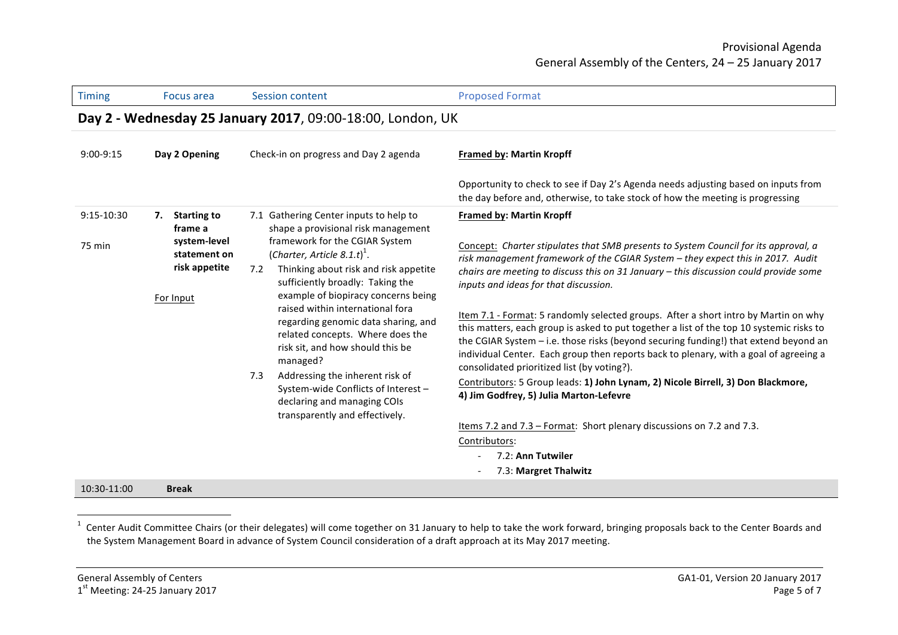| Timing | Focus area | Session content | Proposed Format |
|---|---|---|---|

## Day 2 - Wednesday 25 January 2017, 09:00-18:00, London, UK

| Timing | Focus area | Session content | Proposed Format |
|---|---|---|---|
| 9:00-9:15 | **Day 2 Opening** | Check-in on progress and Day 2 agenda | **Framed by: Martin Kropff**<br><br>Opportunity to check to see if Day 2's Agenda needs adjusting based on inputs from the day before and, otherwise, to take stock of how the meeting is progressing |
| 9:15-10:30<br><br>75 min | **7. Starting to frame a system-level statement on risk appetite**<br><br>For Input | 7.1 Gathering Center inputs to help to shape a provisional risk management framework for the CGIAR System (*Charter, Article 8.1.t*)[1].<br><br>7.2 Thinking about risk and risk appetite sufficiently broadly: Taking the example of biopiracy concerns being raised within international fora regarding genomic data sharing, and related concepts. Where does the risk sit, and how should this be managed?<br><br>7.3 Addressing the inherent risk of System-wide Conflicts of Interest – declaring and managing COIs transparently and effectively. | **Framed by: Martin Kropff**<br><br>Concept: *Charter stipulates that SMB presents to System Council for its approval, a risk management framework of the CGIAR System – they expect this in 2017. Audit chairs are meeting to discuss this on 31 January – this discussion could provide some inputs and ideas for that discussion.*<br><br>Item 7.1 - Format: 5 randomly selected groups. After a short intro by Martin on why this matters, each group is asked to put together a list of the top 10 systemic risks to the CGIAR System – i.e. those risks (beyond securing funding!) that extend beyond an individual Center. Each group then reports back to plenary, with a goal of agreeing a consolidated prioritized list (by voting?).<br>Contributors: 5 Group leads: **1) John Lynam, 2) Nicole Birrell, 3) Don Blackmore, 4) Jim Godfrey, 5) Julia Marton-Lefevre**<br><br>Items 7.2 and 7.3 – Format: Short plenary discussions on 7.2 and 7.3.<br>Contributors:<br>- 7.2: **Ann Tutwiler**<br>- 7.3: **Margret Thalwitz** |
| 10:30-11:00 | **Break** | | |

[1] Center Audit Committee Chairs (or their delegates) will come together on 31 January to help to take the work forward, bringing proposals back to the Center Boards and the System Management Board in advance of System Council consideration of a draft approach at its May 2017 meeting.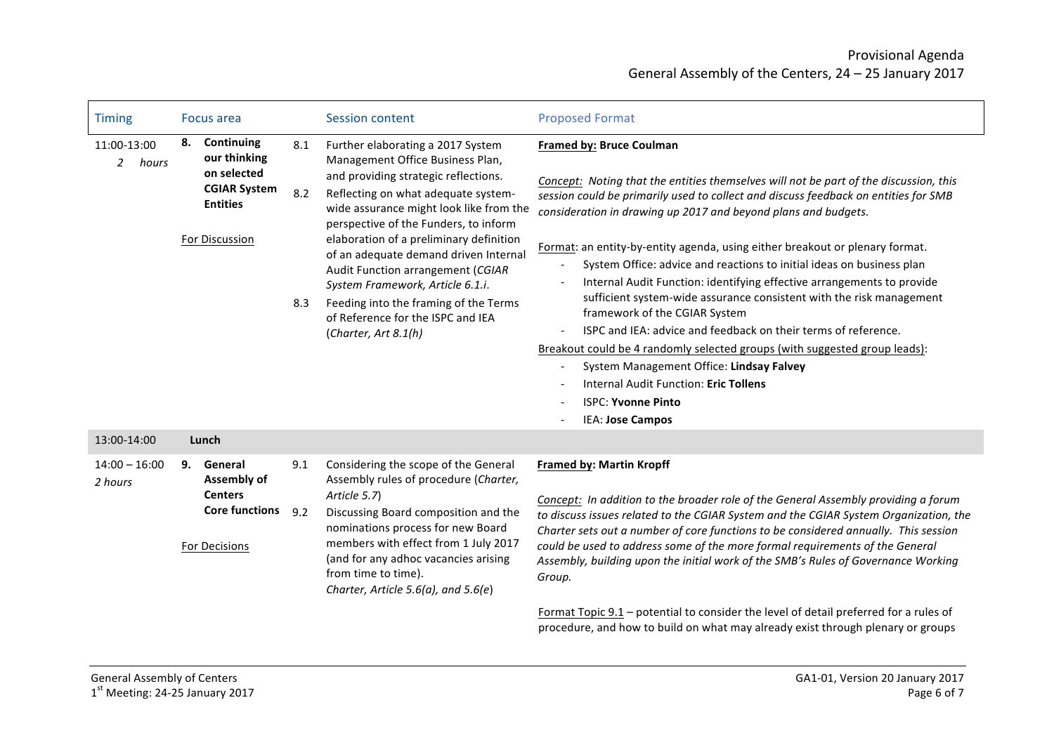| Timing | Focus area | | Session content | Proposed Format |
|---|---|---|---|---|
| 11:00-13:00<br>*2 hours* | **8. Continuing our thinking on selected CGIAR System Entities**<br><br><u>For Discussion</u> | 8.1<br><br>8.2<br><br><br><br><br>8.3 | Further elaborating a 2017 System Management Office Business Plan, and providing strategic reflections.<br>Reflecting on what adequate system-wide assurance might look like from the perspective of the Funders, to inform elaboration of a preliminary definition of an adequate demand driven Internal Audit Function arrangement (*CGIAR System Framework, Article 6.1.i*.<br>Feeding into the framing of the Terms of Reference for the ISPC and IEA (*Charter, Art 8.1(h)*) | **<u>Framed by:</u> Bruce Coulman**<br><br>*<u>Concept:</u> Noting that the entities themselves will not be part of the discussion, this session could be primarily used to collect and discuss feedback on entities for SMB consideration in drawing up 2017 and beyond plans and budgets.*<br><br><u>Format</u>: an entity-by-entity agenda, using either breakout or plenary format.<br>- System Office: advice and reactions to initial ideas on business plan<br>- Internal Audit Function: identifying effective arrangements to provide sufficient system-wide assurance consistent with the risk management framework of the CGIAR System<br>- ISPC and IEA: advice and feedback on their terms of reference.<br><u>Breakout could be 4 randomly selected groups (with suggested group leads)</u>:<br>- System Management Office: **Lindsay Falvey**<br>- Internal Audit Function: **Eric Tollens**<br>- ISPC: **Yvonne Pinto**<br>- IEA: **Jose Campos** |
| 13:00-14:00 | **Lunch** | | | |
| 14:00 – 16:00<br>*2 hours* | **9. General Assembly of Centers Core functions**<br><br><u>For Decisions</u> | 9.1<br><br><br>9.2 | Considering the scope of the General Assembly rules of procedure (*Charter, Article 5.7*)<br>Discussing Board composition and the nominations process for new Board members with effect from 1 July 2017 (and for any adhoc vacancies arising from time to time).<br>*Charter, Article 5.6(a), and 5.6(e)* | **<u>Framed by</u>: Martin Kropff**<br><br>*<u>Concept:</u> In addition to the broader role of the General Assembly providing a forum to discuss issues related to the CGIAR System and the CGIAR System Organization, the Charter sets out a number of core functions to be considered annually. This session could be used to address some of the more formal requirements of the General Assembly, building upon the initial work of the SMB's Rules of Governance Working Group.*<br><br><u>Format Topic 9.1</u> – potential to consider the level of detail preferred for a rules of procedure, and how to build on what may already exist through plenary or groups |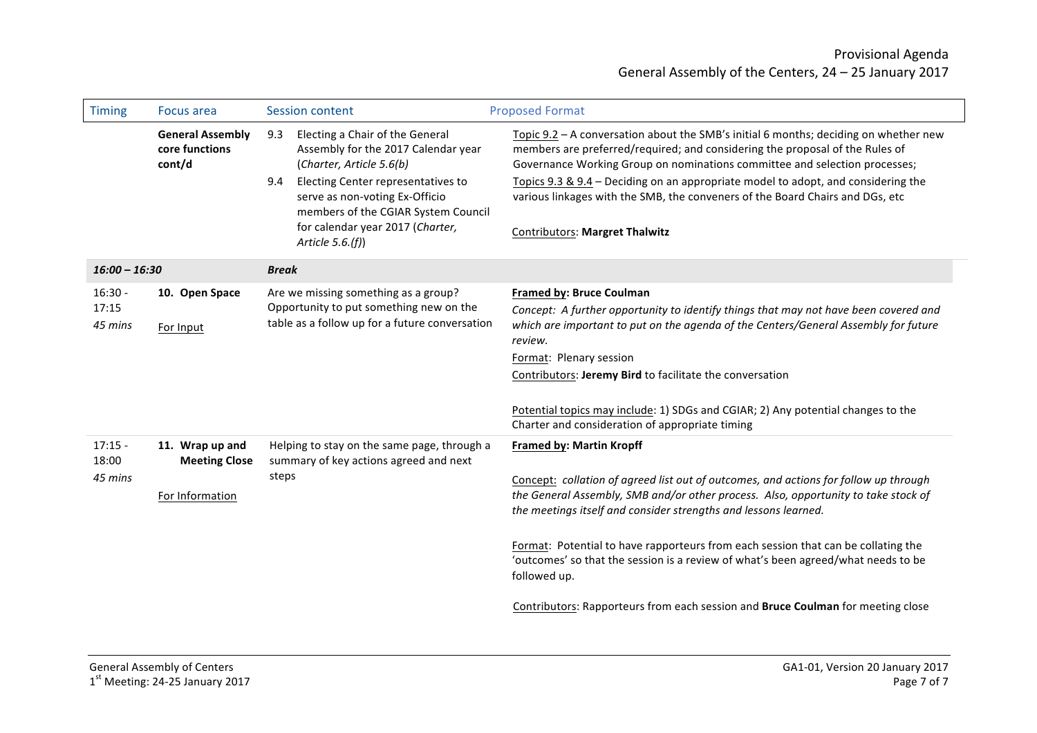| Timing | Focus area | Session content | Proposed Format |
|---|---|---|---|
| | **General Assembly core functions cont/d** | 9.3 Electing a Chair of the General Assembly for the 2017 Calendar year (*Charter, Article 5.6(b)*<br><br>9.4 Electing Center representatives to serve as non-voting Ex-Officio members of the CGIAR System Council for calendar year 2017 (*Charter, Article 5.6.(f)*) | Topic 9.2 – A conversation about the SMB's initial 6 months; deciding on whether new members are preferred/required; and considering the proposal of the Rules of Governance Working Group on nominations committee and selection processes;<br><br>Topics 9.3 & 9.4 – Deciding on an appropriate model to adopt, and considering the various linkages with the SMB, the conveners of the Board Chairs and DGs, etc<br><br>Contributors: **Margret Thalwitz** |
| ***16:00 – 16:30*** | | ***Break*** | |
| 16:30 - 17:15<br>*45 mins* | **10. Open Space**<br><br>For Input | Are we missing something as a group? Opportunity to put something new on the table as a follow up for a future conversation | **Framed by: Bruce Coulman**<br><br>*Concept: A further opportunity to identify things that may not have been covered and which are important to put on the agenda of the Centers/General Assembly for future review.*<br><br>Format: Plenary session<br><br>Contributors: **Jeremy Bird** to facilitate the conversation<br><br>Potential topics may include: 1) SDGs and CGIAR; 2) Any potential changes to the Charter and consideration of appropriate timing |
| 17:15 - 18:00<br>*45 mins* | **11. Wrap up and Meeting Close**<br><br>For Information | Helping to stay on the same page, through a summary of key actions agreed and next steps | **Framed by: Martin Kropff**<br><br>Concept: *collation of agreed list out of outcomes, and actions for follow up through the General Assembly, SMB and/or other process. Also, opportunity to take stock of the meetings itself and consider strengths and lessons learned.*<br><br>Format: Potential to have rapporteurs from each session that can be collating the 'outcomes' so that the session is a review of what's been agreed/what needs to be followed up.<br><br>Contributors: Rapporteurs from each session and **Bruce Coulman** for meeting close |